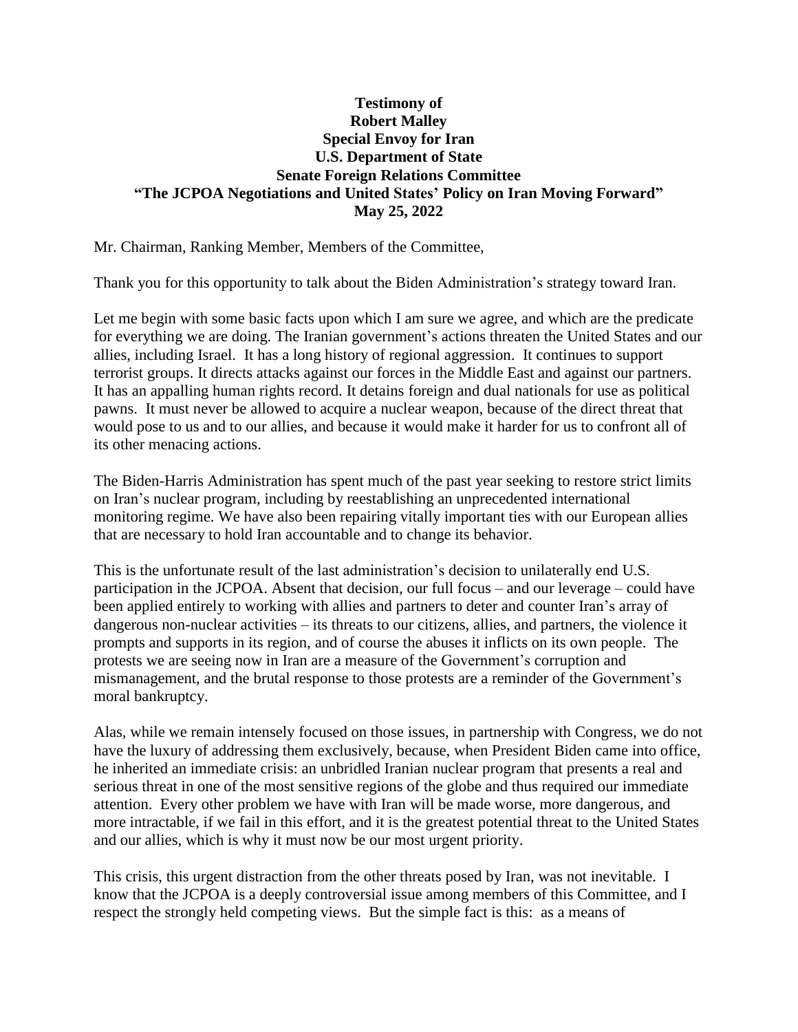**Testimony of**
**Robert Malley**
**Special Envoy for Iran**
**U.S. Department of State**
**Senate Foreign Relations Committee**
**"The JCPOA Negotiations and United States' Policy on Iran Moving Forward"**
**May 25, 2022**

Mr. Chairman, Ranking Member, Members of the Committee,

Thank you for this opportunity to talk about the Biden Administration's strategy toward Iran.

Let me begin with some basic facts upon which I am sure we agree, and which are the predicate for everything we are doing. The Iranian government's actions threaten the United States and our allies, including Israel. It has a long history of regional aggression. It continues to support terrorist groups. It directs attacks against our forces in the Middle East and against our partners. It has an appalling human rights record. It detains foreign and dual nationals for use as political pawns. It must never be allowed to acquire a nuclear weapon, because of the direct threat that would pose to us and to our allies, and because it would make it harder for us to confront all of its other menacing actions.

The Biden-Harris Administration has spent much of the past year seeking to restore strict limits on Iran's nuclear program, including by reestablishing an unprecedented international monitoring regime. We have also been repairing vitally important ties with our European allies that are necessary to hold Iran accountable and to change its behavior.

This is the unfortunate result of the last administration's decision to unilaterally end U.S. participation in the JCPOA. Absent that decision, our full focus – and our leverage – could have been applied entirely to working with allies and partners to deter and counter Iran's array of dangerous non-nuclear activities – its threats to our citizens, allies, and partners, the violence it prompts and supports in its region, and of course the abuses it inflicts on its own people. The protests we are seeing now in Iran are a measure of the Government's corruption and mismanagement, and the brutal response to those protests are a reminder of the Government's moral bankruptcy.

Alas, while we remain intensely focused on those issues, in partnership with Congress, we do not have the luxury of addressing them exclusively, because, when President Biden came into office, he inherited an immediate crisis: an unbridled Iranian nuclear program that presents a real and serious threat in one of the most sensitive regions of the globe and thus required our immediate attention. Every other problem we have with Iran will be made worse, more dangerous, and more intractable, if we fail in this effort, and it is the greatest potential threat to the United States and our allies, which is why it must now be our most urgent priority.

This crisis, this urgent distraction from the other threats posed by Iran, was not inevitable. I know that the JCPOA is a deeply controversial issue among members of this Committee, and I respect the strongly held competing views. But the simple fact is this: as a means of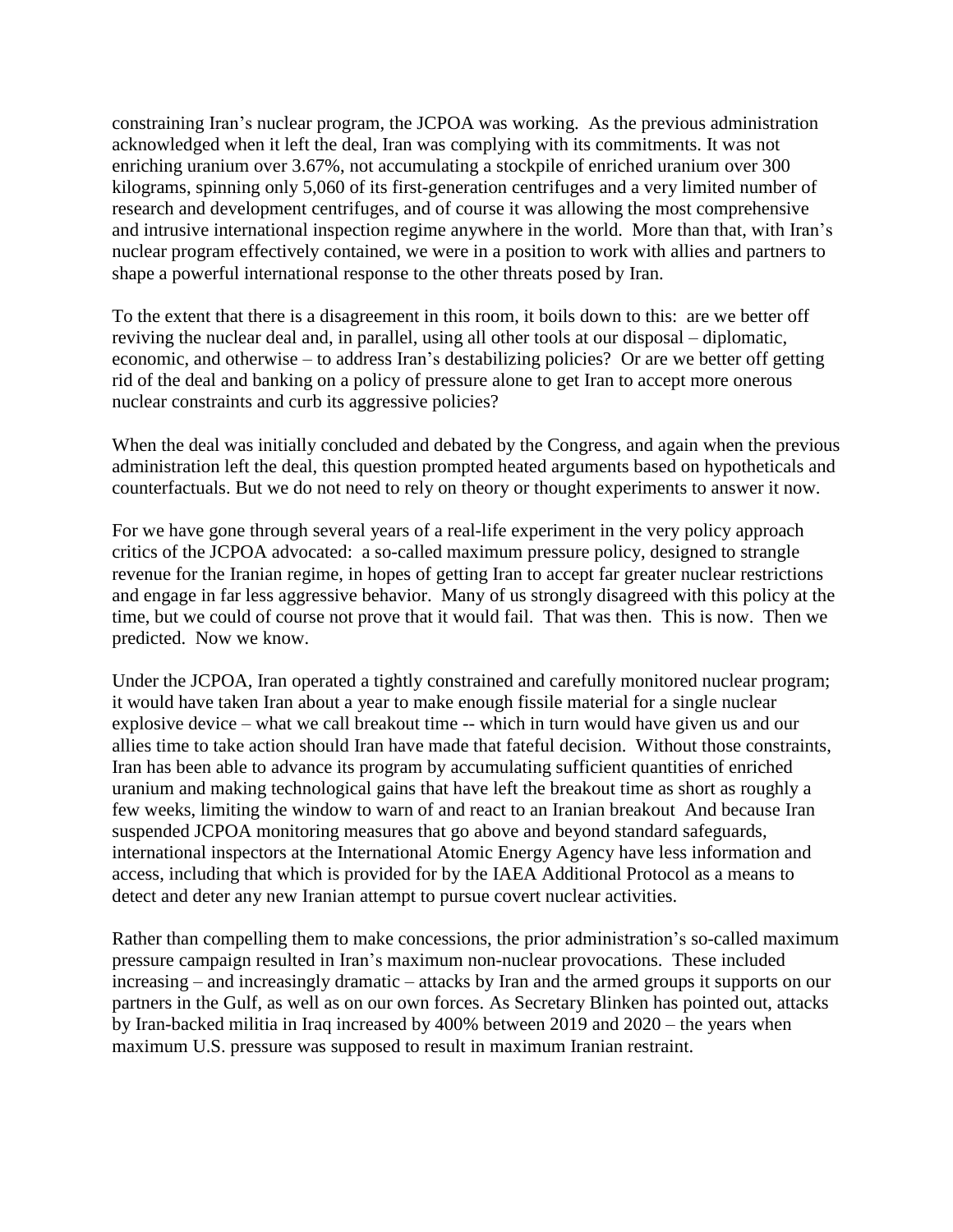constraining Iran's nuclear program, the JCPOA was working. As the previous administration acknowledged when it left the deal, Iran was complying with its commitments. It was not enriching uranium over 3.67%, not accumulating a stockpile of enriched uranium over 300 kilograms, spinning only 5,060 of its first-generation centrifuges and a very limited number of research and development centrifuges, and of course it was allowing the most comprehensive and intrusive international inspection regime anywhere in the world. More than that, with Iran's nuclear program effectively contained, we were in a position to work with allies and partners to shape a powerful international response to the other threats posed by Iran.

To the extent that there is a disagreement in this room, it boils down to this: are we better off reviving the nuclear deal and, in parallel, using all other tools at our disposal – diplomatic, economic, and otherwise – to address Iran's destabilizing policies? Or are we better off getting rid of the deal and banking on a policy of pressure alone to get Iran to accept more onerous nuclear constraints and curb its aggressive policies?

When the deal was initially concluded and debated by the Congress, and again when the previous administration left the deal, this question prompted heated arguments based on hypotheticals and counterfactuals. But we do not need to rely on theory or thought experiments to answer it now.

For we have gone through several years of a real-life experiment in the very policy approach critics of the JCPOA advocated: a so-called maximum pressure policy, designed to strangle revenue for the Iranian regime, in hopes of getting Iran to accept far greater nuclear restrictions and engage in far less aggressive behavior. Many of us strongly disagreed with this policy at the time, but we could of course not prove that it would fail. That was then. This is now. Then we predicted. Now we know.

Under the JCPOA, Iran operated a tightly constrained and carefully monitored nuclear program; it would have taken Iran about a year to make enough fissile material for a single nuclear explosive device – what we call breakout time -- which in turn would have given us and our allies time to take action should Iran have made that fateful decision. Without those constraints, Iran has been able to advance its program by accumulating sufficient quantities of enriched uranium and making technological gains that have left the breakout time as short as roughly a few weeks, limiting the window to warn of and react to an Iranian breakout And because Iran suspended JCPOA monitoring measures that go above and beyond standard safeguards, international inspectors at the International Atomic Energy Agency have less information and access, including that which is provided for by the IAEA Additional Protocol as a means to detect and deter any new Iranian attempt to pursue covert nuclear activities.

Rather than compelling them to make concessions, the prior administration's so-called maximum pressure campaign resulted in Iran's maximum non-nuclear provocations. These included increasing – and increasingly dramatic – attacks by Iran and the armed groups it supports on our partners in the Gulf, as well as on our own forces. As Secretary Blinken has pointed out, attacks by Iran-backed militia in Iraq increased by 400% between 2019 and 2020 – the years when maximum U.S. pressure was supposed to result in maximum Iranian restraint.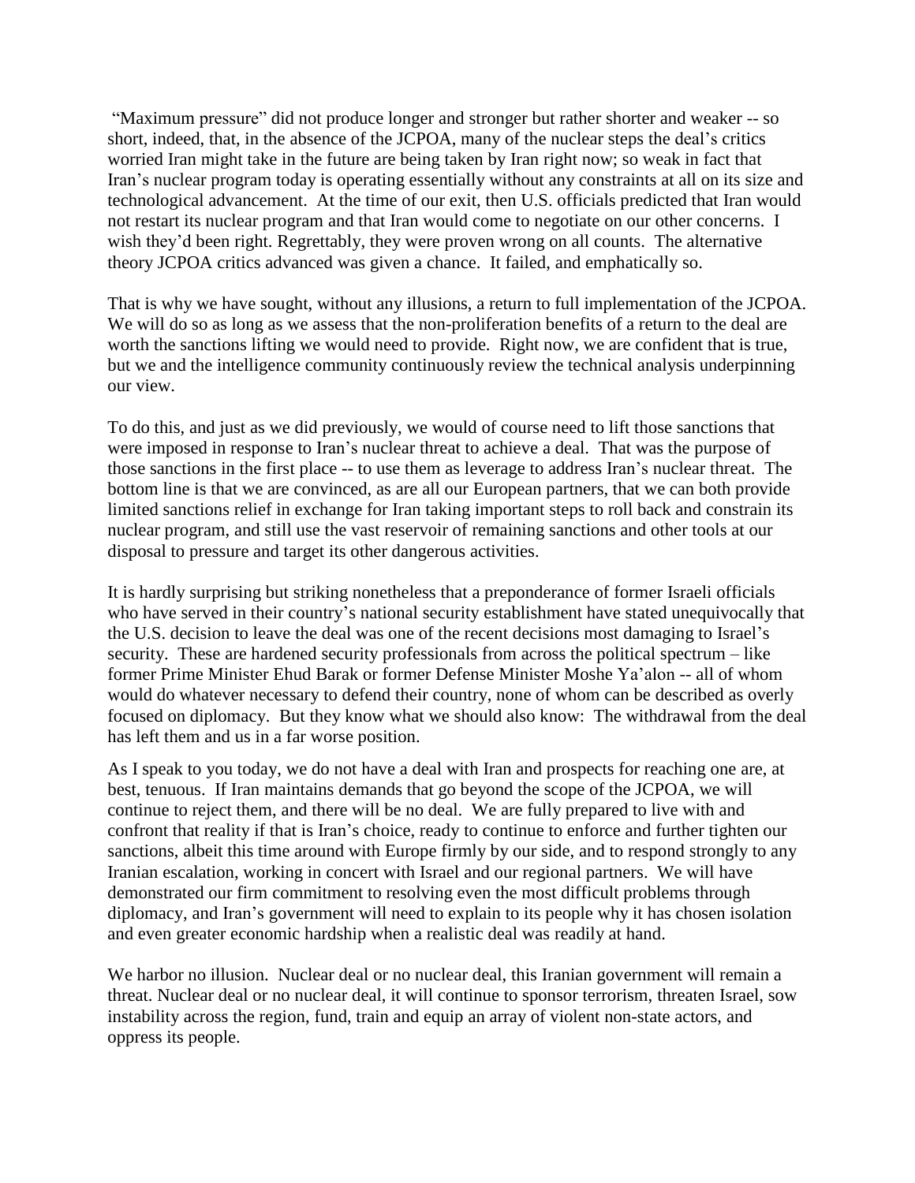"Maximum pressure" did not produce longer and stronger but rather shorter and weaker -- so short, indeed, that, in the absence of the JCPOA, many of the nuclear steps the deal's critics worried Iran might take in the future are being taken by Iran right now; so weak in fact that Iran's nuclear program today is operating essentially without any constraints at all on its size and technological advancement. At the time of our exit, then U.S. officials predicted that Iran would not restart its nuclear program and that Iran would come to negotiate on our other concerns. I wish they'd been right. Regrettably, they were proven wrong on all counts. The alternative theory JCPOA critics advanced was given a chance. It failed, and emphatically so.

That is why we have sought, without any illusions, a return to full implementation of the JCPOA. We will do so as long as we assess that the non-proliferation benefits of a return to the deal are worth the sanctions lifting we would need to provide. Right now, we are confident that is true, but we and the intelligence community continuously review the technical analysis underpinning our view.

To do this, and just as we did previously, we would of course need to lift those sanctions that were imposed in response to Iran's nuclear threat to achieve a deal. That was the purpose of those sanctions in the first place -- to use them as leverage to address Iran's nuclear threat. The bottom line is that we are convinced, as are all our European partners, that we can both provide limited sanctions relief in exchange for Iran taking important steps to roll back and constrain its nuclear program, and still use the vast reservoir of remaining sanctions and other tools at our disposal to pressure and target its other dangerous activities.

It is hardly surprising but striking nonetheless that a preponderance of former Israeli officials who have served in their country's national security establishment have stated unequivocally that the U.S. decision to leave the deal was one of the recent decisions most damaging to Israel's security. These are hardened security professionals from across the political spectrum – like former Prime Minister Ehud Barak or former Defense Minister Moshe Ya'alon -- all of whom would do whatever necessary to defend their country, none of whom can be described as overly focused on diplomacy. But they know what we should also know: The withdrawal from the deal has left them and us in a far worse position.

As I speak to you today, we do not have a deal with Iran and prospects for reaching one are, at best, tenuous. If Iran maintains demands that go beyond the scope of the JCPOA, we will continue to reject them, and there will be no deal. We are fully prepared to live with and confront that reality if that is Iran's choice, ready to continue to enforce and further tighten our sanctions, albeit this time around with Europe firmly by our side, and to respond strongly to any Iranian escalation, working in concert with Israel and our regional partners. We will have demonstrated our firm commitment to resolving even the most difficult problems through diplomacy, and Iran's government will need to explain to its people why it has chosen isolation and even greater economic hardship when a realistic deal was readily at hand.

We harbor no illusion. Nuclear deal or no nuclear deal, this Iranian government will remain a threat. Nuclear deal or no nuclear deal, it will continue to sponsor terrorism, threaten Israel, sow instability across the region, fund, train and equip an array of violent non-state actors, and oppress its people.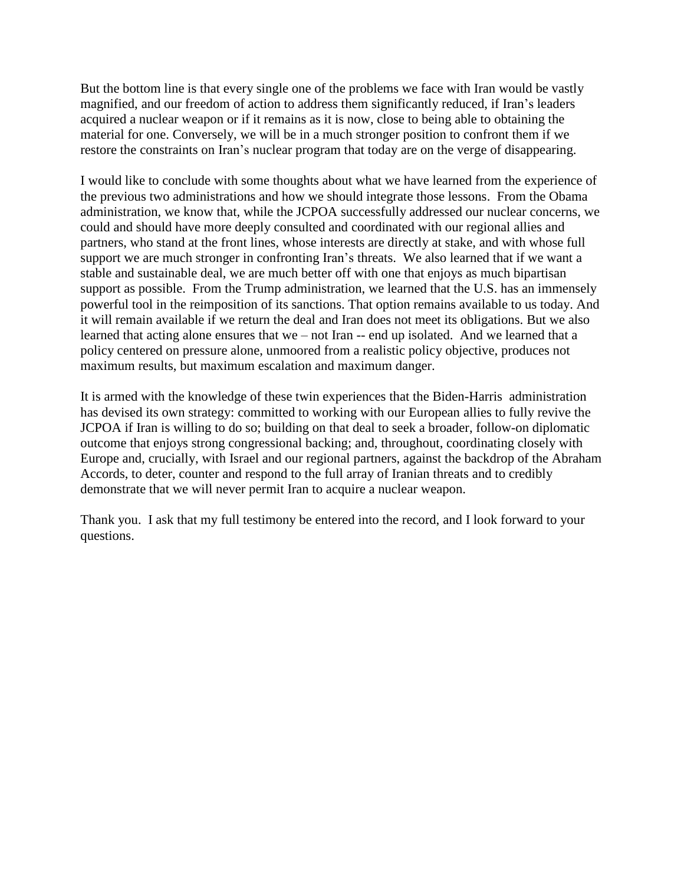But the bottom line is that every single one of the problems we face with Iran would be vastly magnified, and our freedom of action to address them significantly reduced, if Iran's leaders acquired a nuclear weapon or if it remains as it is now, close to being able to obtaining the material for one. Conversely, we will be in a much stronger position to confront them if we restore the constraints on Iran's nuclear program that today are on the verge of disappearing.

I would like to conclude with some thoughts about what we have learned from the experience of the previous two administrations and how we should integrate those lessons. From the Obama administration, we know that, while the JCPOA successfully addressed our nuclear concerns, we could and should have more deeply consulted and coordinated with our regional allies and partners, who stand at the front lines, whose interests are directly at stake, and with whose full support we are much stronger in confronting Iran's threats. We also learned that if we want a stable and sustainable deal, we are much better off with one that enjoys as much bipartisan support as possible. From the Trump administration, we learned that the U.S. has an immensely powerful tool in the reimposition of its sanctions. That option remains available to us today. And it will remain available if we return the deal and Iran does not meet its obligations. But we also learned that acting alone ensures that we – not Iran -- end up isolated. And we learned that a policy centered on pressure alone, unmoored from a realistic policy objective, produces not maximum results, but maximum escalation and maximum danger.

It is armed with the knowledge of these twin experiences that the Biden-Harris administration has devised its own strategy: committed to working with our European allies to fully revive the JCPOA if Iran is willing to do so; building on that deal to seek a broader, follow-on diplomatic outcome that enjoys strong congressional backing; and, throughout, coordinating closely with Europe and, crucially, with Israel and our regional partners, against the backdrop of the Abraham Accords, to deter, counter and respond to the full array of Iranian threats and to credibly demonstrate that we will never permit Iran to acquire a nuclear weapon.

Thank you. I ask that my full testimony be entered into the record, and I look forward to your questions.